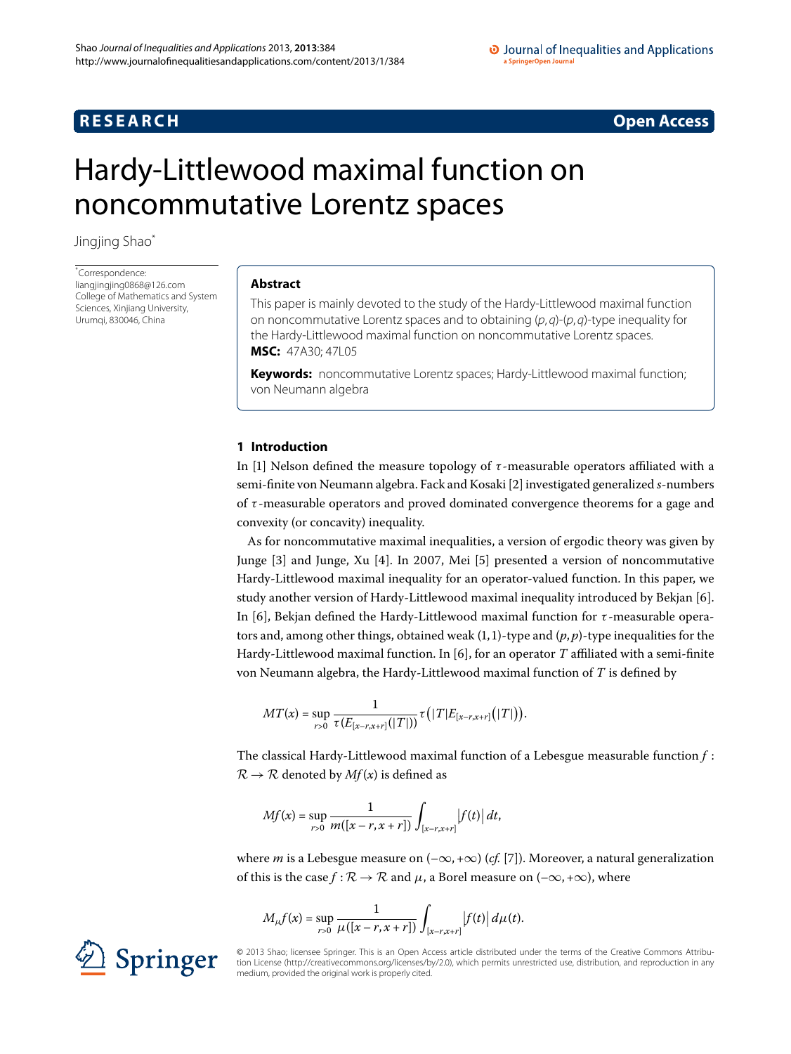**RESEARCH** **Open Access**

# Hardy-Littlewood maximal function on noncommutative Lorentz spaces

Jingjing Shao[*]

[*]Correspondence: liangjingjing0868@126.com
College of Mathematics and System Sciences, Xinjiang University, Urumqi, 830046, China

## Abstract

This paper is mainly devoted to the study of the Hardy-Littlewood maximal function on noncommutative Lorentz spaces and to obtaining $(p,q)$-$(p,q)$-type inequality for the Hardy-Littlewood maximal function on noncommutative Lorentz spaces.

**MSC:** 47A30; 47L05

**Keywords:** noncommutative Lorentz spaces; Hardy-Littlewood maximal function; von Neumann algebra

## 1 Introduction

In [1] Nelson defined the measure topology of $\tau$-measurable operators affiliated with a semi-finite von Neumann algebra. Fack and Kosaki [2] investigated generalized $s$-numbers of $\tau$-measurable operators and proved dominated convergence theorems for a gage and convexity (or concavity) inequality.

As for noncommutative maximal inequalities, a version of ergodic theory was given by Junge [3] and Junge, Xu [4]. In 2007, Mei [5] presented a version of noncommutative Hardy-Littlewood maximal inequality for an operator-valued function. In this paper, we study another version of Hardy-Littlewood maximal inequality introduced by Bekjan [6]. In [6], Bekjan defined the Hardy-Littlewood maximal function for $\tau$-measurable operators and, among other things, obtained weak $(1,1)$-type and $(p,p)$-type inequalities for the Hardy-Littlewood maximal function. In [6], for an operator $T$ affiliated with a semi-finite von Neumann algebra, the Hardy-Littlewood maximal function of $T$ is defined by

$$MT(x) = \sup_{r>0} \frac{1}{\tau(E_{[x-r,x+r]}(|T|))} \tau\bigl(|T|E_{[x-r,x+r]}\bigl(|T|\bigr)\bigr).$$

The classical Hardy-Littlewood maximal function of a Lebesgue measurable function $f : \mathcal{R} \to \mathcal{R}$ denoted by $Mf(x)$ is defined as

$$Mf(x) = \sup_{r>0} \frac{1}{m([x-r,x+r])} \int_{[x-r,x+r]} \bigl|f(t)\bigr|\, dt,$$

where $m$ is a Lebesgue measure on $(-\infty,+\infty)$ (*cf.* [7]). Moreover, a natural generalization of this is the case $f : \mathcal{R} \to \mathcal{R}$ and $\mu$, a Borel measure on $(-\infty,+\infty)$, where

$$M_\mu f(x) = \sup_{r>0} \frac{1}{\mu([x-r,x+r])} \int_{[x-r,x+r]} \bigl|f(t)\bigr|\, d\mu(t).$$

© 2013 Shao; licensee Springer. This is an Open Access article distributed under the terms of the Creative Commons Attribution License (http://creativecommons.org/licenses/by/2.0), which permits unrestricted use, distribution, and reproduction in any medium, provided the original work is properly cited.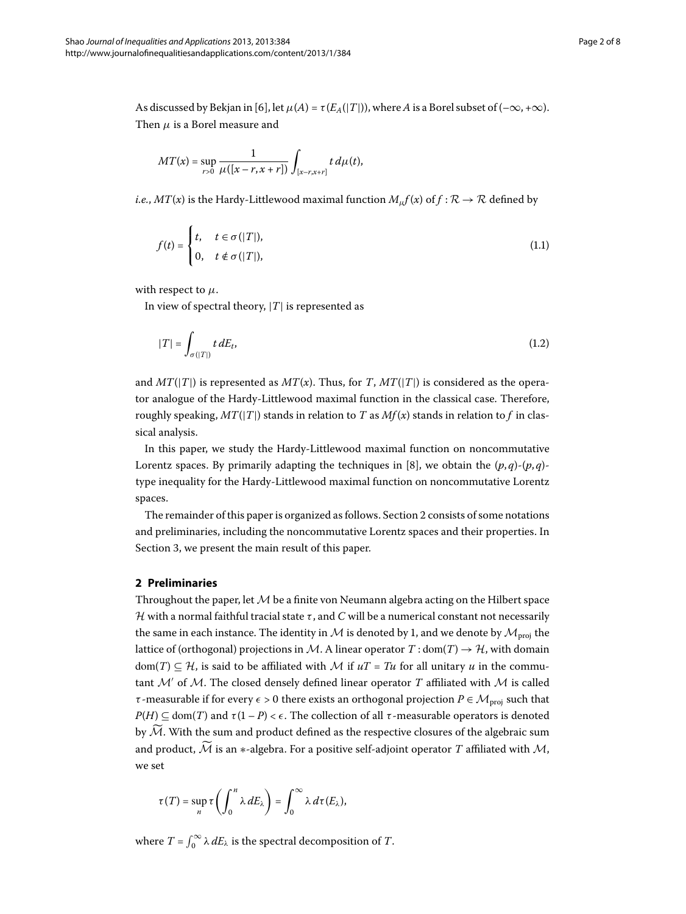As discussed by Bekjan in [6], let $\mu(A) = \tau(E_A(|T|))$, where $A$ is a Borel subset of $(-\infty, +\infty)$. Then $\mu$ is a Borel measure and

$$MT(x) = \sup_{r>0} \frac{1}{\mu([x-r, x+r])} \int_{[x-r,x+r]} t \, d\mu(t),$$

*i.e.*, $MT(x)$ is the Hardy-Littlewood maximal function $M_\mu f(x)$ of $f : \mathcal{R} \to \mathcal{R}$ defined by

$$f(t) = \begin{cases} t, & t \in \sigma(|T|), \\ 0, & t \notin \sigma(|T|), \end{cases} \tag{1.1}$$

with respect to $\mu$.

In view of spectral theory, $|T|$ is represented as

$$|T| = \int_{\sigma(|T|)} t \, dE_t, \tag{1.2}$$

and $MT(|T|)$ is represented as $MT(x)$. Thus, for $T$, $MT(|T|)$ is considered as the operator analogue of the Hardy-Littlewood maximal function in the classical case. Therefore, roughly speaking, $MT(|T|)$ stands in relation to $T$ as $Mf(x)$ stands in relation to $f$ in classical analysis.

In this paper, we study the Hardy-Littlewood maximal function on noncommutative Lorentz spaces. By primarily adapting the techniques in [8], we obtain the $(p,q)$-$(p,q)$-type inequality for the Hardy-Littlewood maximal function on noncommutative Lorentz spaces.

The remainder of this paper is organized as follows. Section 2 consists of some notations and preliminaries, including the noncommutative Lorentz spaces and their properties. In Section 3, we present the main result of this paper.

## 2 Preliminaries

Throughout the paper, let $\mathcal{M}$ be a finite von Neumann algebra acting on the Hilbert space $\mathcal{H}$ with a normal faithful tracial state $\tau$, and $C$ will be a numerical constant not necessarily the same in each instance. The identity in $\mathcal{M}$ is denoted by 1, and we denote by $\mathcal{M}_{\text{proj}}$ the lattice of (orthogonal) projections in $\mathcal{M}$. A linear operator $T : \text{dom}(T) \to \mathcal{H}$, with domain $\text{dom}(T) \subseteq \mathcal{H}$, is said to be affiliated with $\mathcal{M}$ if $uT = Tu$ for all unitary $u$ in the commutant $\mathcal{M}'$ of $\mathcal{M}$. The closed densely defined linear operator $T$ affiliated with $\mathcal{M}$ is called $\tau$-measurable if for every $\epsilon > 0$ there exists an orthogonal projection $P \in \mathcal{M}_{\text{proj}}$ such that $P(H) \subseteq \text{dom}(T)$ and $\tau(1 - P) < \epsilon$. The collection of all $\tau$-measurable operators is denoted by $\widetilde{\mathcal{M}}$. With the sum and product defined as the respective closures of the algebraic sum and product, $\widetilde{\mathcal{M}}$ is an $*$-algebra. For a positive self-adjoint operator $T$ affiliated with $\mathcal{M}$, we set

$$\tau(T) = \sup_n \tau\left(\int_0^n \lambda \, dE_\lambda\right) = \int_0^\infty \lambda \, d\tau(E_\lambda),$$

where $T = \int_0^\infty \lambda \, dE_\lambda$ is the spectral decomposition of $T$.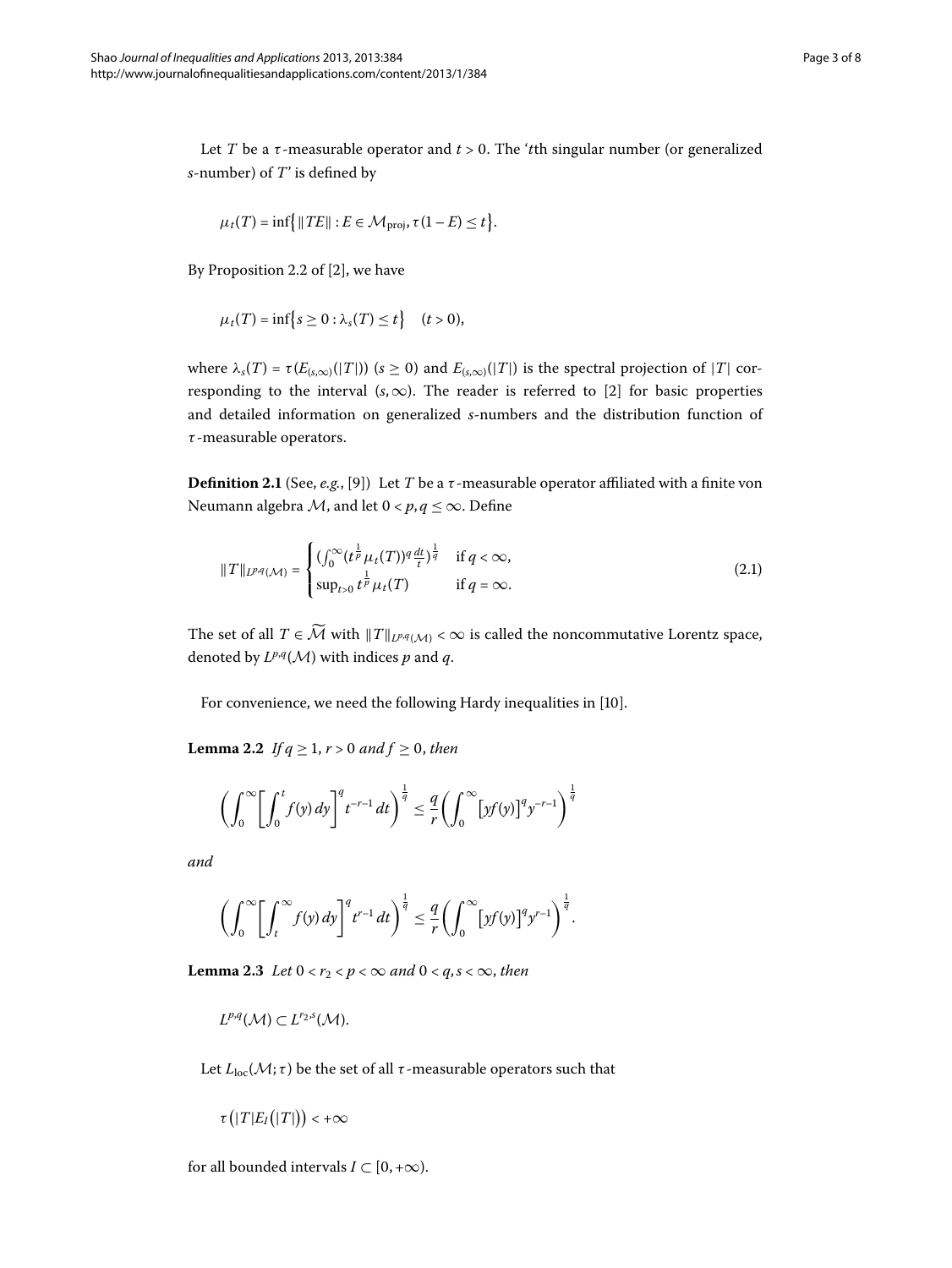Let $T$ be a $\tau$-measurable operator and $t > 0$. The '$t$th singular number (or generalized $s$-number) of $T$' is defined by

$$\mu_t(T) = \inf\{\|TE\| : E \in \mathcal{M}_{\text{proj}}, \tau(1 - E) \leq t\}.$$

By Proposition 2.2 of [2], we have

$$\mu_t(T) = \inf\{s \geq 0 : \lambda_s(T) \leq t\} \quad (t > 0),$$

where $\lambda_s(T) = \tau(E_{(s,\infty)}(|T|))$ $(s \geq 0)$ and $E_{(s,\infty)}(|T|)$ is the spectral projection of $|T|$ corresponding to the interval $(s, \infty)$. The reader is referred to [2] for basic properties and detailed information on generalized $s$-numbers and the distribution function of $\tau$-measurable operators.

**Definition 2.1** (See, *e.g.*, [9]) Let $T$ be a $\tau$-measurable operator affiliated with a finite von Neumann algebra $\mathcal{M}$, and let $0 < p, q \leq \infty$. Define

$$\|T\|_{L^{p,q}(\mathcal{M})} = \begin{cases} (\int_0^\infty (t^{\frac{1}{p}} \mu_t(T))^q \frac{dt}{t})^{\frac{1}{q}} & \text{if } q < \infty, \\ \sup_{t>0} t^{\frac{1}{p}} \mu_t(T) & \text{if } q = \infty. \end{cases} \tag{2.1}$$

The set of all $T \in \widetilde{\mathcal{M}}$ with $\|T\|_{L^{p,q}(\mathcal{M})} < \infty$ is called the noncommutative Lorentz space, denoted by $L^{p,q}(\mathcal{M})$ with indices $p$ and $q$.

For convenience, we need the following Hardy inequalities in [10].

**Lemma 2.2** *If $q \geq 1$, $r > 0$ and $f \geq 0$, then*

$$\left(\int_0^\infty \left[\int_0^t f(y)\, dy\right]^q t^{-r-1}\, dt\right)^{\frac{1}{q}} \leq \frac{q}{r}\left(\int_0^\infty \left[yf(y)\right]^q y^{-r-1}\right)^{\frac{1}{q}}$$

*and*

$$\left(\int_0^\infty \left[\int_t^\infty f(y)\, dy\right]^q t^{r-1}\, dt\right)^{\frac{1}{q}} \leq \frac{q}{r}\left(\int_0^\infty \left[yf(y)\right]^q y^{r-1}\right)^{\frac{1}{q}}.$$

**Lemma 2.3** *Let $0 < r_2 < p < \infty$ and $0 < q, s < \infty$, then*

$$L^{p,q}(\mathcal{M}) \subset L^{r_2,s}(\mathcal{M}).$$

Let $L_{\text{loc}}(\mathcal{M}; \tau)$ be the set of all $\tau$-measurable operators such that

$$\tau\left(|T|E_I\left(|T|\right)\right) < +\infty$$

for all bounded intervals $I \subset [0, +\infty)$.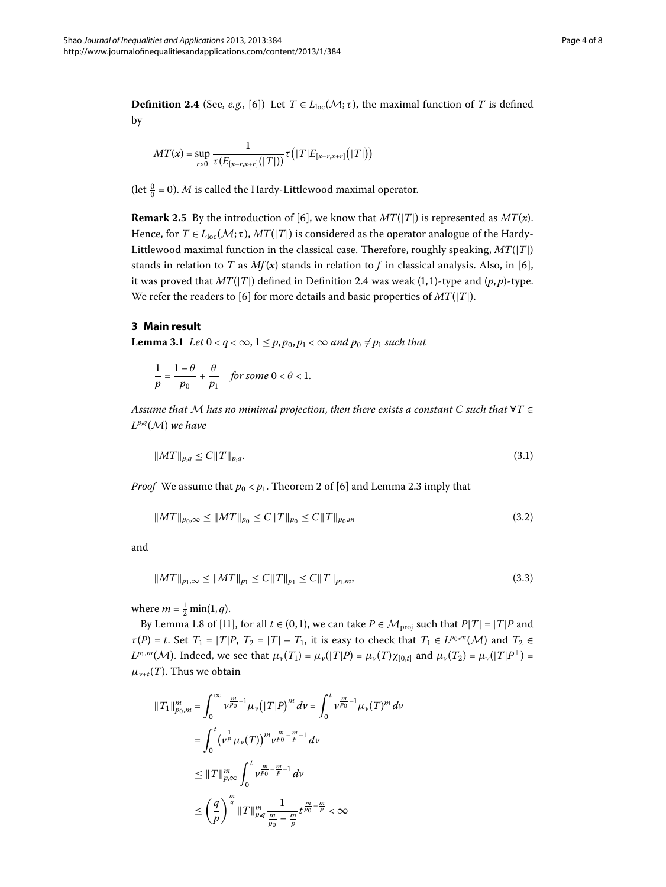**Definition 2.4** (See, *e.g.*, [6]) Let $T \in L_{\text{loc}}(\mathcal{M};\tau)$, the maximal function of $T$ is defined by

$$MT(x) = \sup_{r>0} \frac{1}{\tau(E_{[x-r,x+r]}(|T|))} \tau\bigl(|T|E_{[x-r,x+r]}\bigl(|T|\bigr)\bigr)$$

(let $\frac{0}{0} = 0$). $M$ is called the Hardy-Littlewood maximal operator.

**Remark 2.5** By the introduction of [6], we know that $MT(|T|)$ is represented as $MT(x)$. Hence, for $T \in L_{\text{loc}}(\mathcal{M};\tau)$, $MT(|T|)$ is considered as the operator analogue of the Hardy-Littlewood maximal function in the classical case. Therefore, roughly speaking, $MT(|T|)$ stands in relation to $T$ as $Mf(x)$ stands in relation to $f$ in classical analysis. Also, in [6], it was proved that $MT(|T|)$ defined in Definition 2.4 was weak $(1,1)$-type and $(p,p)$-type. We refer the readers to [6] for more details and basic properties of $MT(|T|)$.

## 3 Main result

**Lemma 3.1** *Let $0 < q < \infty$, $1 \le p, p_0, p_1 < \infty$ and $p_0 \neq p_1$ such that*

$$\frac{1}{p} = \frac{1-\theta}{p_0} + \frac{\theta}{p_1} \quad \text{for some } 0 < \theta < 1.$$

*Assume that $\mathcal{M}$ has no minimal projection, then there exists a constant $C$ such that $\forall T \in L^{p,q}(\mathcal{M})$ we have*

$$\|MT\|_{p,q} \le C\|T\|_{p,q}. \tag{3.1}$$

*Proof* We assume that $p_0 < p_1$. Theorem 2 of [6] and Lemma 2.3 imply that

$$\|MT\|_{p_0,\infty} \le \|MT\|_{p_0} \le C\|T\|_{p_0} \le C\|T\|_{p_0,m} \tag{3.2}$$

and

$$\|MT\|_{p_1,\infty} \le \|MT\|_{p_1} \le C\|T\|_{p_1} \le C\|T\|_{p_1,m}, \tag{3.3}$$

where $m = \frac{1}{2}\min(1,q)$.

By Lemma 1.8 of [11], for all $t \in (0,1)$, we can take $P \in \mathcal{M}_{\text{proj}}$ such that $P|T| = |T|P$ and $\tau(P) = t$. Set $T_1 = |T|P$, $T_2 = |T| - T_1$, it is easy to check that $T_1 \in L^{p_0,m}(\mathcal{M})$ and $T_2 \in L^{p_1,m}(\mathcal{M})$. Indeed, we see that $\mu_\nu(T_1) = \mu_\nu(|T|P) = \mu_\nu(T)\chi_{[0,t]}$ and $\mu_\nu(T_2) = \mu_\nu(|T|P^\perp) = \mu_{\nu+t}(T)$. Thus we obtain

$$\begin{aligned}
\|T_1\|_{p_0,m}^m &= \int_0^\infty \nu^{\frac{m}{p_0}-1}\mu_\nu\bigl(|T|P\bigr)^m\,d\nu = \int_0^t \nu^{\frac{m}{p_0}-1}\mu_\nu(T)^m\,d\nu \\
&= \int_0^t \bigl(\nu^{\frac{1}{p}}\mu_\nu(T)\bigr)^m \nu^{\frac{m}{p_0}-\frac{m}{p}-1}\,d\nu \\
&\le \|T\|_{p,\infty}^m \int_0^t \nu^{\frac{m}{p_0}-\frac{m}{p}-1}\,d\nu \\
&\le \left(\frac{q}{p}\right)^{\frac{m}{q}} \|T\|_{p,q}^m \frac{1}{\frac{m}{p_0}-\frac{m}{p}} t^{\frac{m}{p_0}-\frac{m}{p}} < \infty
\end{aligned}$$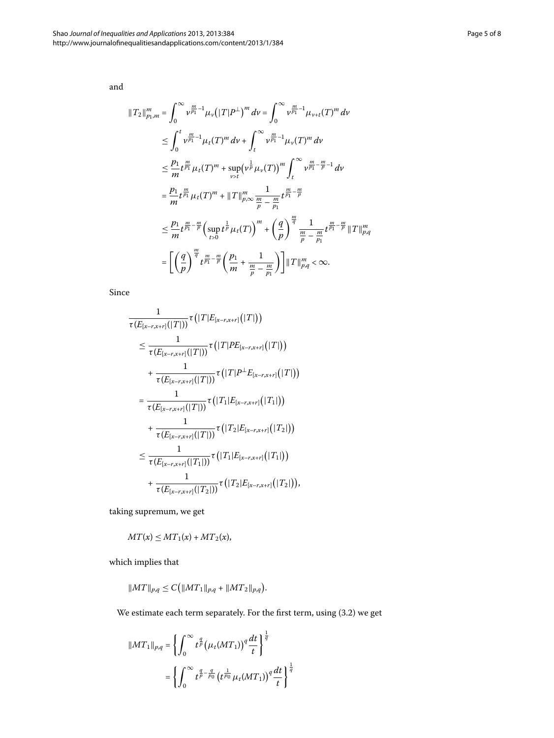and

$$
\begin{aligned}
\|T_2\|_{p_1,m}^m &= \int_0^\infty v^{\frac{m}{p_1}-1} \mu_v\big(|T|P^\perp\big)^m \, dv = \int_0^\infty v^{\frac{m}{p_1}-1} \mu_{v+t}(T)^m \, dv \\
&\le \int_0^t v^{\frac{m}{p_1}-1} \mu_t(T)^m \, dv + \int_t^\infty v^{\frac{m}{p_1}-1} \mu_v(T)^m \, dv \\
&\le \frac{p_1}{m} t^{\frac{m}{p_1}} \mu_t(T)^m + \sup_{v>t} \big(v^{\frac{1}{p}} \mu_v(T)\big)^m \int_t^\infty v^{\frac{m}{p_1}-\frac{m}{p}-1} \, dv \\
&= \frac{p_1}{m} t^{\frac{m}{p_1}} \mu_t(T)^m + \|T\|_{p,\infty}^m \frac{1}{\frac{m}{p}-\frac{m}{p_1}} t^{\frac{m}{p_1}-\frac{m}{p}} \\
&\le \frac{p_1}{m} t^{\frac{m}{p_1}-\frac{m}{p}} \Big(\sup_{t>0} t^{\frac{1}{p}} \mu_t(T)\Big)^m + \left(\frac{q}{p}\right)^{\frac{m}{q}} \frac{1}{\frac{m}{p}-\frac{m}{p_1}} t^{\frac{m}{p_1}-\frac{m}{p}} \|T\|_{p,q}^m \\
&= \left[\left(\frac{q}{p}\right)^{\frac{m}{q}} t^{\frac{m}{p_1}-\frac{m}{p}} \left(\frac{p_1}{m} + \frac{1}{\frac{m}{p}-\frac{m}{p_1}}\right)\right] \|T\|_{p,q}^m < \infty.
\end{aligned}
$$

Since

$$
\begin{aligned}
&\frac{1}{\tau(E_{[x-r,x+r]}(|T|))} \tau\big(|T|E_{[x-r,x+r]}\big(|T|\big)\big) \\
&\quad\le \frac{1}{\tau(E_{[x-r,x+r]}(|T|))} \tau\big(|T|PE_{[x-r,x+r]}\big(|T|\big)\big) \\
&\qquad + \frac{1}{\tau(E_{[x-r,x+r]}(|T|))} \tau\big(|T|P^\perp E_{[x-r,x+r]}\big(|T|\big)\big) \\
&\quad= \frac{1}{\tau(E_{[x-r,x+r]}(|T|))} \tau\big(|T_1|E_{[x-r,x+r]}\big(|T_1|\big)\big) \\
&\qquad + \frac{1}{\tau(E_{[x-r,x+r]}(|T|))} \tau\big(|T_2|E_{[x-r,x+r]}\big(|T_2|\big)\big) \\
&\quad\le \frac{1}{\tau(E_{[x-r,x+r]}(|T_1|))} \tau\big(|T_1|E_{[x-r,x+r]}\big(|T_1|\big)\big) \\
&\qquad + \frac{1}{\tau(E_{[x-r,x+r]}(|T_2|))} \tau\big(|T_2|E_{[x-r,x+r]}\big(|T_2|\big)\big),
\end{aligned}
$$

taking supremum, we get

$$
MT(x) \le MT_1(x) + MT_2(x),
$$

which implies that

$$
\|MT\|_{p,q} \le C\big(\|MT_1\|_{p,q} + \|MT_2\|_{p,q}\big).
$$

We estimate each term separately. For the first term, using (3.2) we get

$$
\begin{aligned}
\|MT_1\|_{p,q} &= \left\{\int_0^\infty t^{\frac{q}{p}} \big(\mu_t(MT_1)\big)^q \frac{dt}{t}\right\}^{\frac{1}{q}} \\
&= \left\{\int_0^\infty t^{\frac{q}{p}-\frac{q}{p_0}} \big(t^{\frac{1}{p_0}} \mu_t(MT_1)\big)^q \frac{dt}{t}\right\}^{\frac{1}{q}}
\end{aligned}
$$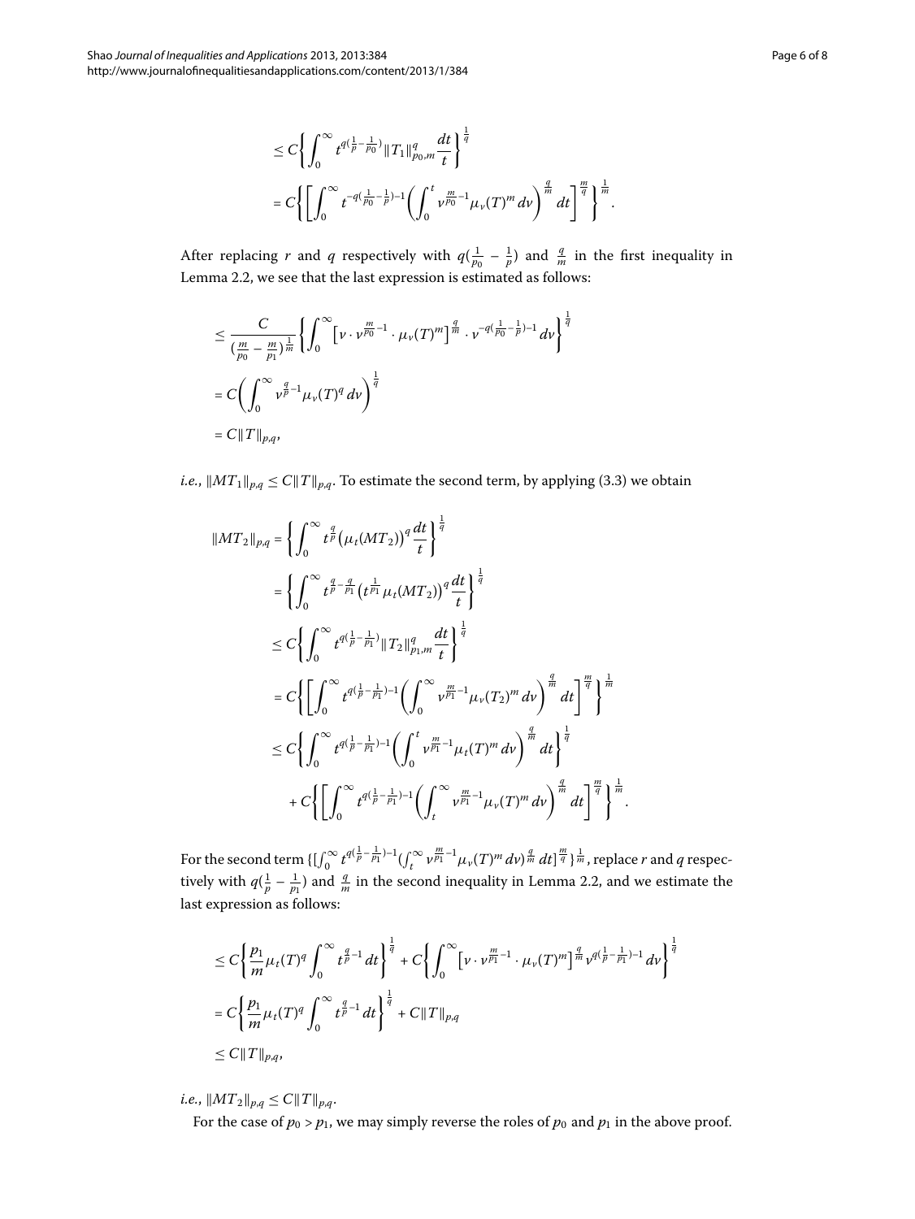$$
\begin{aligned}
&\le C\left\{\int_0^\infty t^{q(\frac{1}{p}-\frac{1}{p_0})}\|T_1\|_{p_0,m}^q \frac{dt}{t}\right\}^{\frac{1}{q}} \\
&= C\left\{\left[\int_0^\infty t^{-q(\frac{1}{p_0}-\frac{1}{p})-1}\left(\int_0^t v^{\frac{m}{p_0}-1}\mu_v(T)^m\,dv\right)^{\frac{q}{m}} dt\right]^{\frac{m}{q}}\right\}^{\frac{1}{m}}.
\end{aligned}
$$

After replacing $r$ and $q$ respectively with $q(\frac{1}{p_0}-\frac{1}{p})$ and $\frac{q}{m}$ in the first inequality in Lemma 2.2, we see that the last expression is estimated as follows:

$$
\begin{aligned}
&\le \frac{C}{(\frac{m}{p_0}-\frac{m}{p_1})^{\frac{1}{m}}}\left\{\int_0^\infty \left[v\cdot v^{\frac{m}{p_0}-1}\cdot \mu_v(T)^m\right]^{\frac{q}{m}}\cdot v^{-q(\frac{1}{p_0}-\frac{1}{p})-1}\,dv\right\}^{\frac{1}{q}} \\
&= C\left(\int_0^\infty v^{\frac{q}{p}-1}\mu_v(T)^q\,dv\right)^{\frac{1}{q}} \\
&= C\|T\|_{p,q},
\end{aligned}
$$

*i.e.*, $\|MT_1\|_{p,q} \le C\|T\|_{p,q}$. To estimate the second term, by applying (3.3) we obtain

$$
\begin{aligned}
\|MT_2\|_{p,q} &= \left\{\int_0^\infty t^{\frac{q}{p}}\left(\mu_t(MT_2)\right)^q \frac{dt}{t}\right\}^{\frac{1}{q}} \\
&= \left\{\int_0^\infty t^{\frac{q}{p}-\frac{q}{p_1}}\left(t^{\frac{1}{p_1}}\mu_t(MT_2)\right)^q \frac{dt}{t}\right\}^{\frac{1}{q}} \\
&\le C\left\{\int_0^\infty t^{q(\frac{1}{p}-\frac{1}{p_1})}\|T_2\|_{p_1,m}^q \frac{dt}{t}\right\}^{\frac{1}{q}} \\
&= C\left\{\left[\int_0^\infty t^{q(\frac{1}{p}-\frac{1}{p_1})-1}\left(\int_0^\infty v^{\frac{m}{p_1}-1}\mu_v(T_2)^m\,dv\right)^{\frac{q}{m}} dt\right]^{\frac{m}{q}}\right\}^{\frac{1}{m}} \\
&\le C\left\{\int_0^\infty t^{q(\frac{1}{p}-\frac{1}{p_1})-1}\left(\int_0^t v^{\frac{m}{p_1}-1}\mu_t(T)^m\,dv\right)^{\frac{q}{m}} dt\right\}^{\frac{1}{q}} \\
&\quad + C\left\{\left[\int_0^\infty t^{q(\frac{1}{p}-\frac{1}{p_1})-1}\left(\int_t^\infty v^{\frac{m}{p_1}-1}\mu_v(T)^m\,dv\right)^{\frac{q}{m}} dt\right]^{\frac{m}{q}}\right\}^{\frac{1}{m}}.
\end{aligned}
$$

For the second term $\{[\int_0^\infty t^{q(\frac{1}{p}-\frac{1}{p_1})-1}(\int_t^\infty v^{\frac{m}{p_1}-1}\mu_v(T)^m\,dv)^{\frac{q}{m}}\,dt]^{\frac{m}{q}}\}^{\frac{1}{m}}$, replace $r$ and $q$ respectively with $q(\frac{1}{p}-\frac{1}{p_1})$ and $\frac{q}{m}$ in the second inequality in Lemma 2.2, and we estimate the last expression as follows:

$$
\begin{aligned}
&\le C\left\{\frac{p_1}{m}\mu_t(T)^q\int_0^\infty t^{\frac{q}{p}-1}\,dt\right\}^{\frac{1}{q}} + C\left\{\int_0^\infty \left[v\cdot v^{\frac{m}{p_1}-1}\cdot \mu_v(T)^m\right]^{\frac{q}{m}} v^{q(\frac{1}{p}-\frac{1}{p_1})-1}\,dv\right\}^{\frac{1}{q}} \\
&= C\left\{\frac{p_1}{m}\mu_t(T)^q\int_0^\infty t^{\frac{q}{p}-1}\,dt\right\}^{\frac{1}{q}} + C\|T\|_{p,q} \\
&\le C\|T\|_{p,q},
\end{aligned}
$$

*i.e.*, $\|MT_2\|_{p,q} \le C\|T\|_{p,q}$.

For the case of $p_0 > p_1$, we may simply reverse the roles of $p_0$ and $p_1$ in the above proof.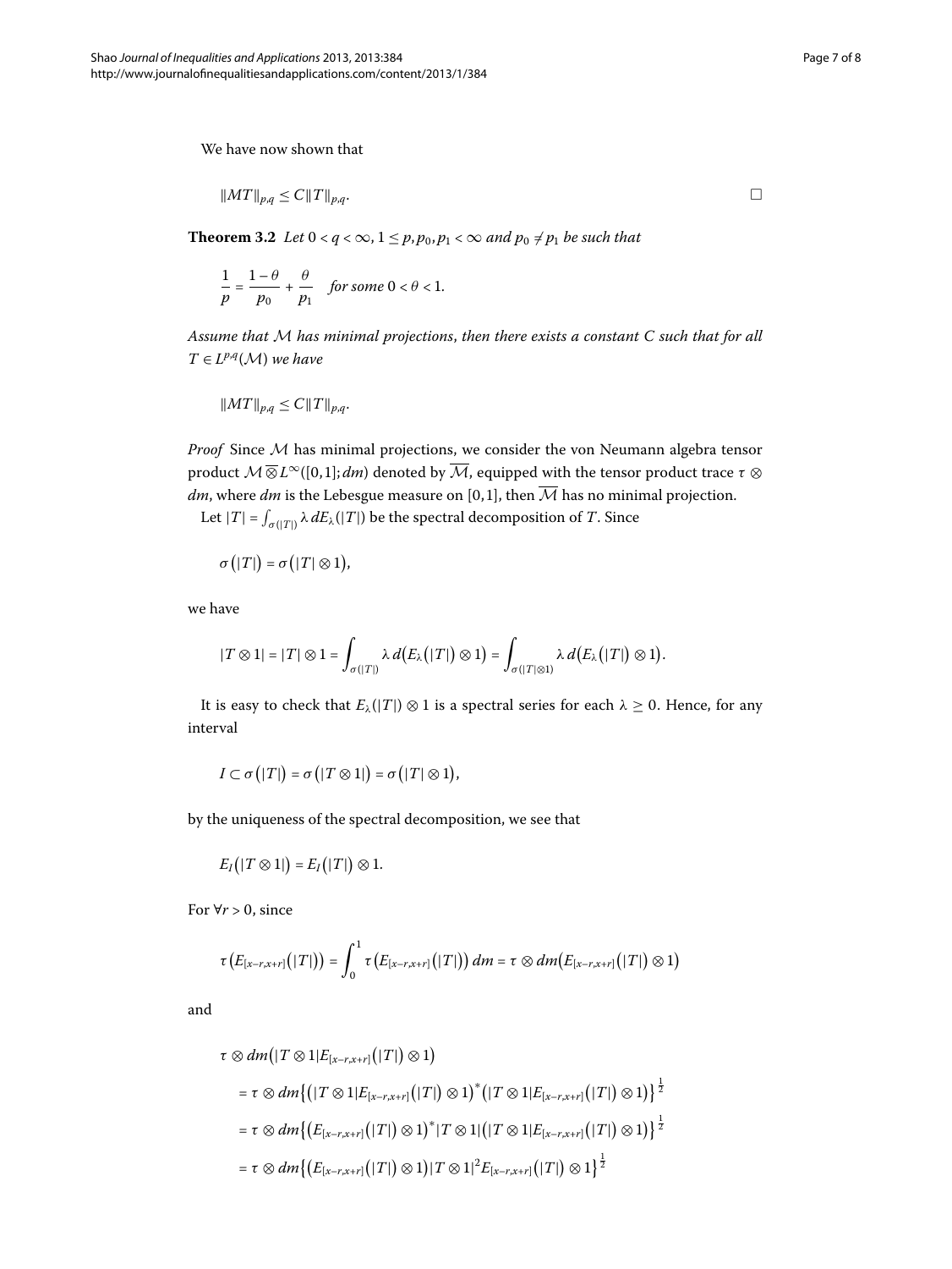We have now shown that

$$\|MT\|_{p,q} \le C\|T\|_{p,q}. \qquad \square$$

**Theorem 3.2** *Let $0 < q < \infty$, $1 \le p, p_0, p_1 < \infty$ and $p_0 \neq p_1$ be such that*

$$\frac{1}{p} = \frac{1-\theta}{p_0} + \frac{\theta}{p_1} \quad \text{for some } 0 < \theta < 1.$$

*Assume that $\mathcal{M}$ has minimal projections, then there exists a constant $C$ such that for all $T \in L^{p,q}(\mathcal{M})$ we have*

$$\|MT\|_{p,q} \le C\|T\|_{p,q}.$$

*Proof* Since $\mathcal{M}$ has minimal projections, we consider the von Neumann algebra tensor product $\mathcal{M}\overline{\otimes}L^\infty([0,1];dm)$ denoted by $\overline{\mathcal{M}}$, equipped with the tensor product trace $\tau \otimes dm$, where $dm$ is the Lebesgue measure on $[0,1]$, then $\overline{\mathcal{M}}$ has no minimal projection.

Let $|T| = \int_{\sigma(|T|)} \lambda \, dE_\lambda(|T|)$ be the spectral decomposition of $T$. Since

$$\sigma(|T|) = \sigma(|T| \otimes 1),$$

we have

$$|T \otimes 1| = |T| \otimes 1 = \int_{\sigma(|T|)} \lambda \, d(E_\lambda(|T|) \otimes 1) = \int_{\sigma(|T|\otimes 1)} \lambda \, d(E_\lambda(|T|) \otimes 1).$$

It is easy to check that $E_\lambda(|T|) \otimes 1$ is a spectral series for each $\lambda \ge 0$. Hence, for any interval

$$I \subset \sigma(|T|) = \sigma(|T \otimes 1|) = \sigma(|T| \otimes 1),$$

by the uniqueness of the spectral decomposition, we see that

$$E_I(|T \otimes 1|) = E_I(|T|) \otimes 1.$$

For $\forall r > 0$, since

$$\tau(E_{[x-r,x+r]}(|T|)) = \int_0^1 \tau(E_{[x-r,x+r]}(|T|)) \, dm = \tau \otimes dm(E_{[x-r,x+r]}(|T|) \otimes 1)$$

and

$$\begin{aligned}
&\tau \otimes dm(|T \otimes 1| E_{[x-r,x+r]}(|T|) \otimes 1) \\
&= \tau \otimes dm\{(|T \otimes 1| E_{[x-r,x+r]}(|T|) \otimes 1)^*(|T \otimes 1| E_{[x-r,x+r]}(|T|) \otimes 1)\}^{\frac{1}{2}} \\
&= \tau \otimes dm\{(E_{[x-r,x+r]}(|T|) \otimes 1)^* |T \otimes 1| (|T \otimes 1| E_{[x-r,x+r]}(|T|) \otimes 1)\}^{\frac{1}{2}} \\
&= \tau \otimes dm\{(E_{[x-r,x+r]}(|T|) \otimes 1) |T \otimes 1|^2 E_{[x-r,x+r]}(|T|) \otimes 1\}^{\frac{1}{2}}
\end{aligned}$$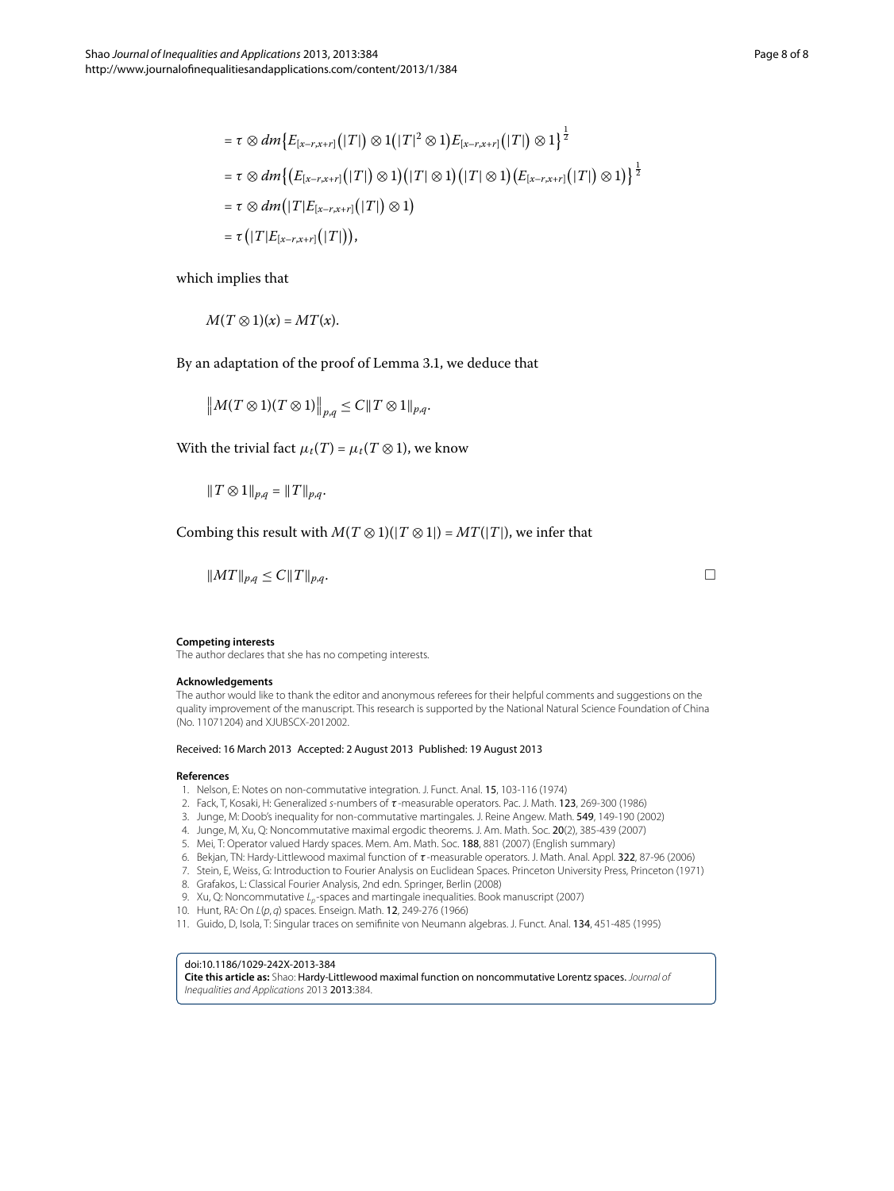$$= \tau \otimes dm\left\{E_{[x-r,x+r]}\left(|T|\right) \otimes 1\left(|T|^2 \otimes 1\right)E_{[x-r,x+r]}\left(|T|\right) \otimes 1\right\}^{\frac{1}{2}}$$

$$= \tau \otimes dm\left\{\left(E_{[x-r,x+r]}\left(|T|\right) \otimes 1\right)\left(|T| \otimes 1\right)\left(|T| \otimes 1\right)\left(E_{[x-r,x+r]}\left(|T|\right) \otimes 1\right)\right\}^{\frac{1}{2}}$$

$$= \tau \otimes dm\left(|T|E_{[x-r,x+r]}\left(|T|\right) \otimes 1\right)$$

$$= \tau\left(|T|E_{[x-r,x+r]}\left(|T|\right)\right),$$

which implies that

$$M(T \otimes 1)(x) = MT(x).$$

By an adaptation of the proof of Lemma 3.1, we deduce that

$$\left\|M(T \otimes 1)(T \otimes 1)\right\|_{p,q} \leq C\|T \otimes 1\|_{p,q}.$$

With the trivial fact $\mu_t(T) = \mu_t(T \otimes 1)$, we know

$$\|T \otimes 1\|_{p,q} = \|T\|_{p,q}.$$

Combing this result with $M(T \otimes 1)(|T \otimes 1|) = MT(|T|)$, we infer that

$$\|MT\|_{p,q} \leq C\|T\|_{p,q}.$$

□

**Competing interests**
The author declares that she has no competing interests.

**Acknowledgements**
The author would like to thank the editor and anonymous referees for their helpful comments and suggestions on the quality improvement of the manuscript. This research is supported by the National Natural Science Foundation of China (No. 11071204) and XJUBSCX-2012002.

Received: 16 March 2013 Accepted: 2 August 2013 Published: 19 August 2013

**References**
1. Nelson, E: Notes on non-commutative integration. J. Funct. Anal. **15**, 103-116 (1974)
2. Fack, T, Kosaki, H: Generalized *s*-numbers of $\tau$-measurable operators. Pac. J. Math. **123**, 269-300 (1986)
3. Junge, M: Doob's inequality for non-commutative martingales. J. Reine Angew. Math. **549**, 149-190 (2002)
4. Junge, M, Xu, Q: Noncommutative maximal ergodic theorems. J. Am. Math. Soc. **20**(2), 385-439 (2007)
5. Mei, T: Operator valued Hardy spaces. Mem. Am. Math. Soc. **188**, 881 (2007) (English summary)
6. Bekjan, TN: Hardy-Littlewood maximal function of $\tau$-measurable operators. J. Math. Anal. Appl. **322**, 87-96 (2006)
7. Stein, E, Weiss, G: Introduction to Fourier Analysis on Euclidean Spaces. Princeton University Press, Princeton (1971)
8. Grafakos, L: Classical Fourier Analysis, 2nd edn. Springer, Berlin (2008)
9. Xu, Q: Noncommutative $L_p$-spaces and martingale inequalities. Book manuscript (2007)
10. Hunt, RA: On $L(p,q)$ spaces. Enseign. Math. **12**, 249-276 (1966)
11. Guido, D, Isola, T: Singular traces on semifinite von Neumann algebras. J. Funct. Anal. **134**, 451-485 (1995)

doi:10.1186/1029-242X-2013-384
**Cite this article as:** Shao: Hardy-Littlewood maximal function on noncommutative Lorentz spaces. *Journal of Inequalities and Applications* 2013 **2013**:384.